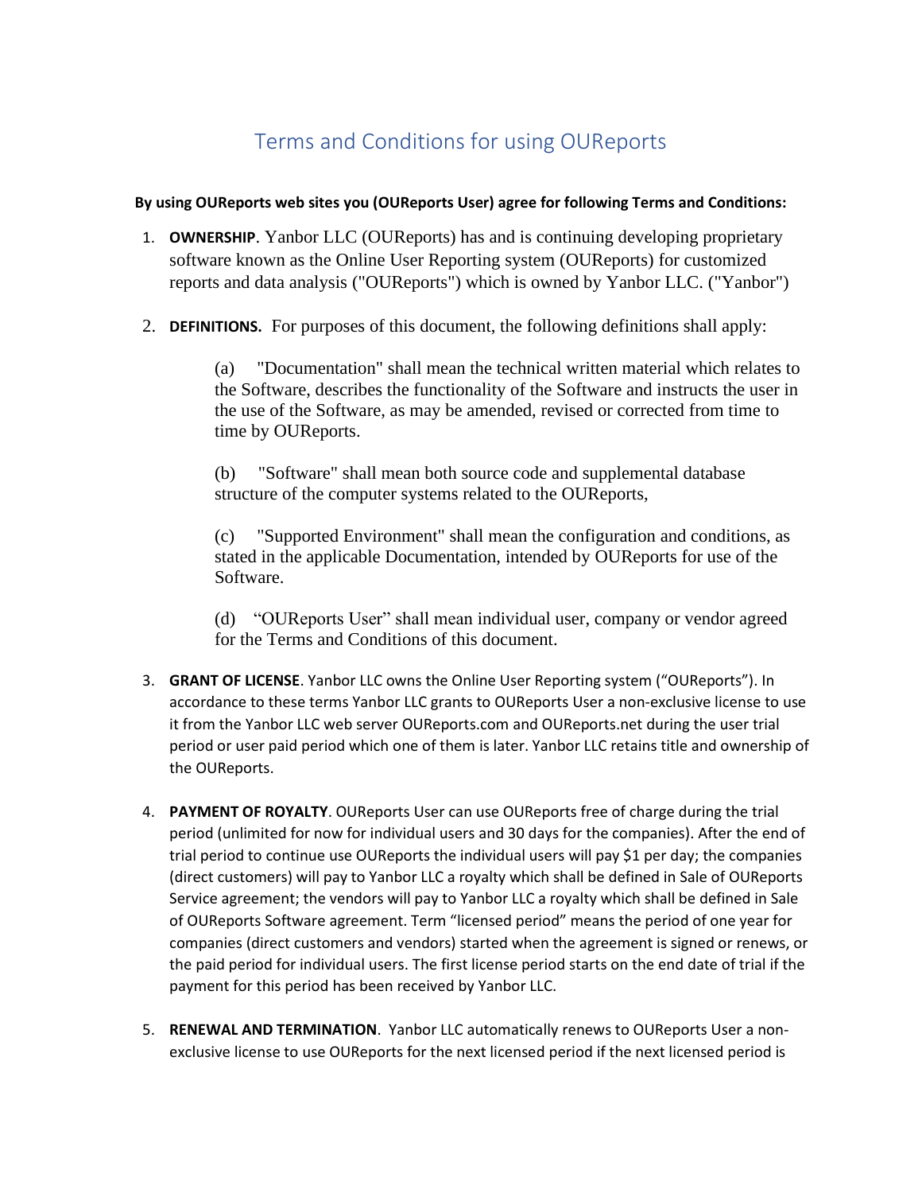# Terms and Conditions for using OUReports

**By using OUReports web sites you (OUReports User) agree for following Terms and Conditions:**

1. **OWNERSHIP**. Yanbor LLC (OUReports) has and is continuing developing proprietary software known as the Online User Reporting system (OUReports) for customized reports and data analysis ("OUReports") which is owned by Yanbor LLC. ("Yanbor")

2. **DEFINITIONS.** For purposes of this document, the following definitions shall apply:

   (a) "Documentation" shall mean the technical written material which relates to the Software, describes the functionality of the Software and instructs the user in the use of the Software, as may be amended, revised or corrected from time to time by OUReports.

   (b) "Software" shall mean both source code and supplemental database structure of the computer systems related to the OUReports,

   (c) "Supported Environment" shall mean the configuration and conditions, as stated in the applicable Documentation, intended by OUReports for use of the Software.

   (d) "OUReports User" shall mean individual user, company or vendor agreed for the Terms and Conditions of this document.

3. **GRANT OF LICENSE**. Yanbor LLC owns the Online User Reporting system ("OUReports"). In accordance to these terms Yanbor LLC grants to OUReports User a non-exclusive license to use it from the Yanbor LLC web server OUReports.com and OUReports.net during the user trial period or user paid period which one of them is later. Yanbor LLC retains title and ownership of the OUReports.

4. **PAYMENT OF ROYALTY**. OUReports User can use OUReports free of charge during the trial period (unlimited for now for individual users and 30 days for the companies). After the end of trial period to continue use OUReports the individual users will pay $1 per day; the companies (direct customers) will pay to Yanbor LLC a royalty which shall be defined in Sale of OUReports Service agreement; the vendors will pay to Yanbor LLC a royalty which shall be defined in Sale of OUReports Software agreement. Term "licensed period" means the period of one year for companies (direct customers and vendors) started when the agreement is signed or renews, or the paid period for individual users. The first license period starts on the end date of trial if the payment for this period has been received by Yanbor LLC.

5. **RENEWAL AND TERMINATION**. Yanbor LLC automatically renews to OUReports User a non-exclusive license to use OUReports for the next licensed period if the next licensed period is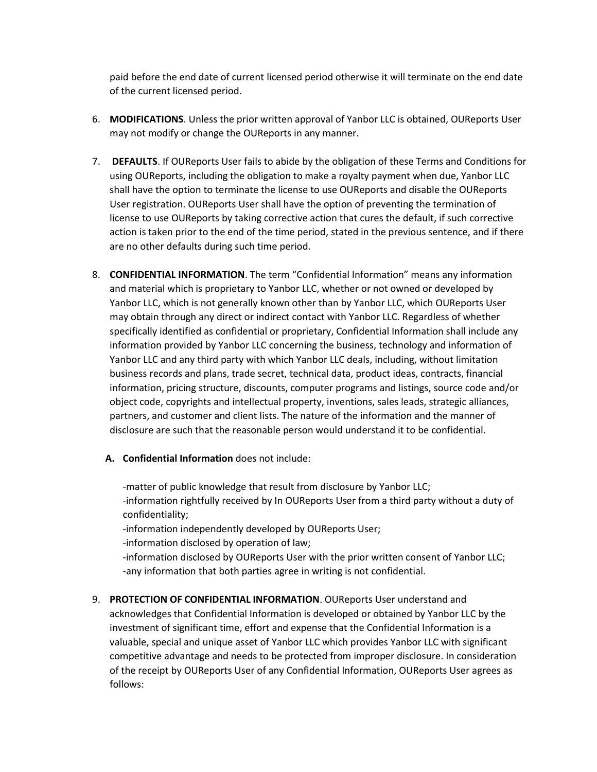paid before the end date of current licensed period otherwise it will terminate on the end date of the current licensed period.

6. **MODIFICATIONS**. Unless the prior written approval of Yanbor LLC is obtained, OUReports User may not modify or change the OUReports in any manner.

7. **DEFAULTS**. If OUReports User fails to abide by the obligation of these Terms and Conditions for using OUReports, including the obligation to make a royalty payment when due, Yanbor LLC shall have the option to terminate the license to use OUReports and disable the OUReports User registration. OUReports User shall have the option of preventing the termination of license to use OUReports by taking corrective action that cures the default, if such corrective action is taken prior to the end of the time period, stated in the previous sentence, and if there are no other defaults during such time period.

8. **CONFIDENTIAL INFORMATION**. The term "Confidential Information" means any information and material which is proprietary to Yanbor LLC, whether or not owned or developed by Yanbor LLC, which is not generally known other than by Yanbor LLC, which OUReports User may obtain through any direct or indirect contact with Yanbor LLC. Regardless of whether specifically identified as confidential or proprietary, Confidential Information shall include any information provided by Yanbor LLC concerning the business, technology and information of Yanbor LLC and any third party with which Yanbor LLC deals, including, without limitation business records and plans, trade secret, technical data, product ideas, contracts, financial information, pricing structure, discounts, computer programs and listings, source code and/or object code, copyrights and intellectual property, inventions, sales leads, strategic alliances, partners, and customer and client lists. The nature of the information and the manner of disclosure are such that the reasonable person would understand it to be confidential.

   **A. Confidential Information** does not include:

   -matter of public knowledge that result from disclosure by Yanbor LLC;
   -information rightfully received by In OUReports User from a third party without a duty of confidentiality;
   -information independently developed by OUReports User;
   -information disclosed by operation of law;
   -information disclosed by OUReports User with the prior written consent of Yanbor LLC;
   -any information that both parties agree in writing is not confidential.

9. **PROTECTION OF CONFIDENTIAL INFORMATION**. OUReports User understand and acknowledges that Confidential Information is developed or obtained by Yanbor LLC by the investment of significant time, effort and expense that the Confidential Information is a valuable, special and unique asset of Yanbor LLC which provides Yanbor LLC with significant competitive advantage and needs to be protected from improper disclosure. In consideration of the receipt by OUReports User of any Confidential Information, OUReports User agrees as follows: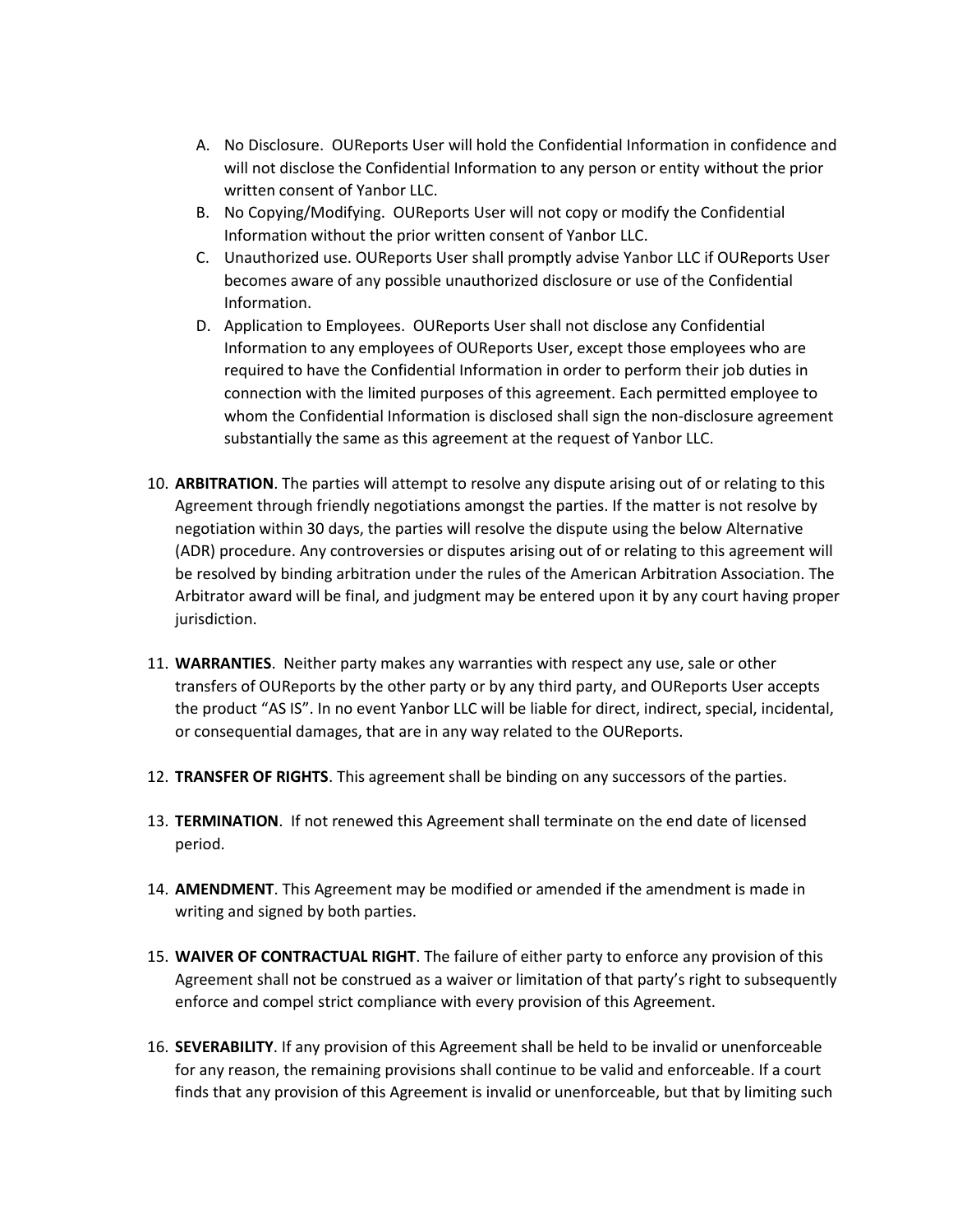A. No Disclosure. OUReports User will hold the Confidential Information in confidence and will not disclose the Confidential Information to any person or entity without the prior written consent of Yanbor LLC.
B. No Copying/Modifying. OUReports User will not copy or modify the Confidential Information without the prior written consent of Yanbor LLC.
C. Unauthorized use. OUReports User shall promptly advise Yanbor LLC if OUReports User becomes aware of any possible unauthorized disclosure or use of the Confidential Information.
D. Application to Employees. OUReports User shall not disclose any Confidential Information to any employees of OUReports User, except those employees who are required to have the Confidential Information in order to perform their job duties in connection with the limited purposes of this agreement. Each permitted employee to whom the Confidential Information is disclosed shall sign the non-disclosure agreement substantially the same as this agreement at the request of Yanbor LLC.

10. **ARBITRATION**. The parties will attempt to resolve any dispute arising out of or relating to this Agreement through friendly negotiations amongst the parties. If the matter is not resolve by negotiation within 30 days, the parties will resolve the dispute using the below Alternative (ADR) procedure. Any controversies or disputes arising out of or relating to this agreement will be resolved by binding arbitration under the rules of the American Arbitration Association. The Arbitrator award will be final, and judgment may be entered upon it by any court having proper jurisdiction.

11. **WARRANTIES**. Neither party makes any warranties with respect any use, sale or other transfers of OUReports by the other party or by any third party, and OUReports User accepts the product "AS IS". In no event Yanbor LLC will be liable for direct, indirect, special, incidental, or consequential damages, that are in any way related to the OUReports.

12. **TRANSFER OF RIGHTS**. This agreement shall be binding on any successors of the parties.

13. **TERMINATION**. If not renewed this Agreement shall terminate on the end date of licensed period.

14. **AMENDMENT**. This Agreement may be modified or amended if the amendment is made in writing and signed by both parties.

15. **WAIVER OF CONTRACTUAL RIGHT**. The failure of either party to enforce any provision of this Agreement shall not be construed as a waiver or limitation of that party's right to subsequently enforce and compel strict compliance with every provision of this Agreement.

16. **SEVERABILITY**. If any provision of this Agreement shall be held to be invalid or unenforceable for any reason, the remaining provisions shall continue to be valid and enforceable. If a court finds that any provision of this Agreement is invalid or unenforceable, but that by limiting such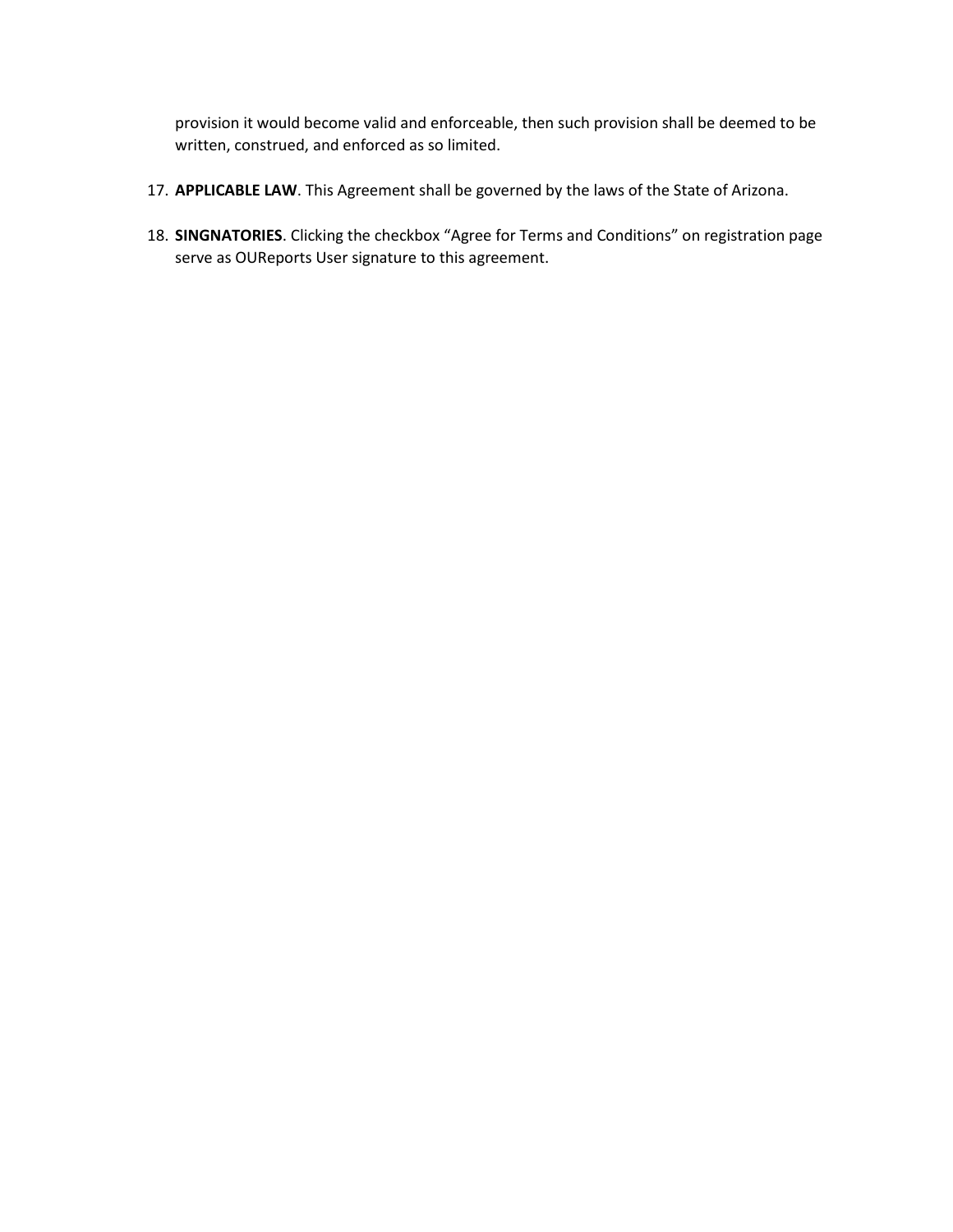provision it would become valid and enforceable, then such provision shall be deemed to be written, construed, and enforced as so limited.

17. **APPLICABLE LAW**. This Agreement shall be governed by the laws of the State of Arizona.

18. **SINGNATORIES**. Clicking the checkbox "Agree for Terms and Conditions" on registration page serve as OUReports User signature to this agreement.